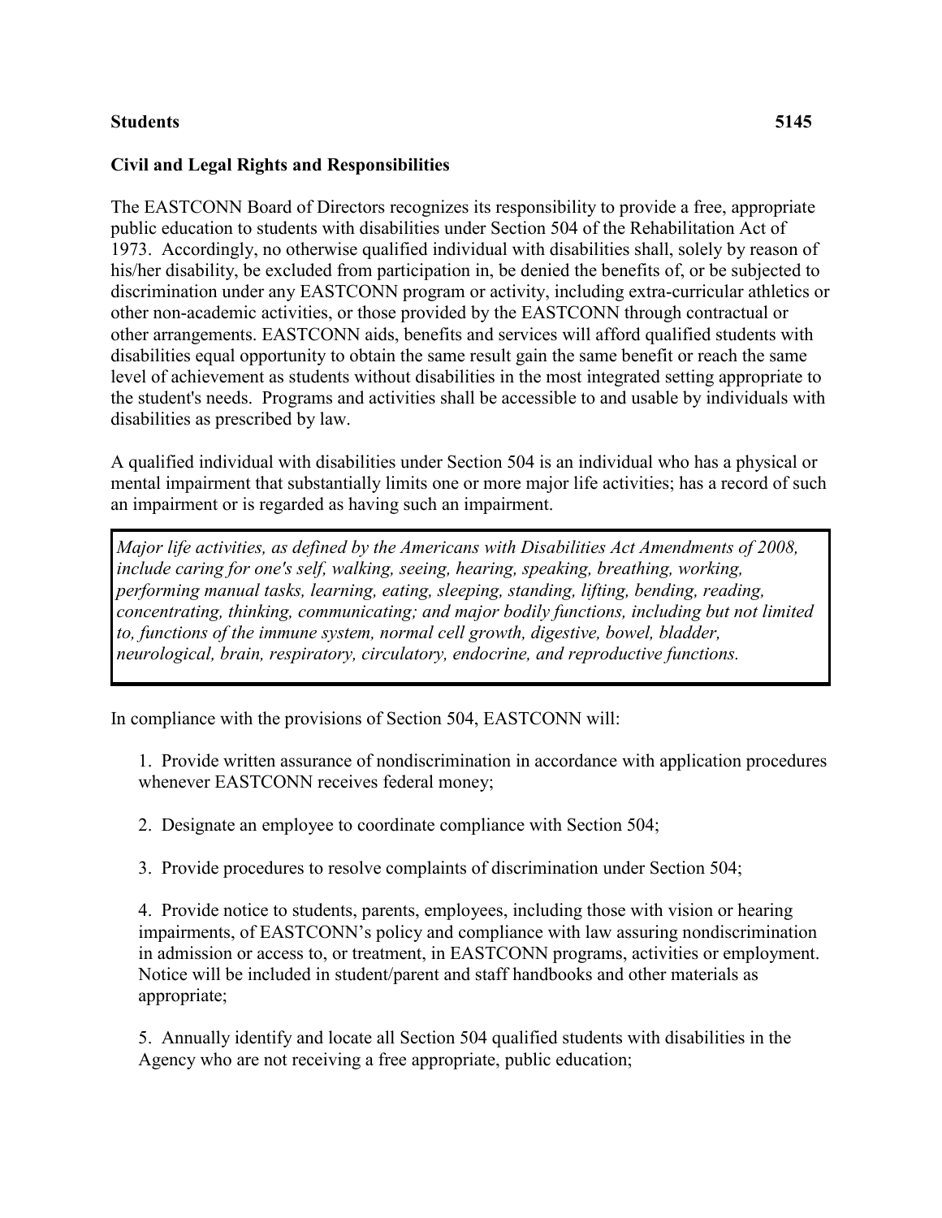**Students** **5145**

**Civil and Legal Rights and Responsibilities**

The EASTCONN Board of Directors recognizes its responsibility to provide a free, appropriate public education to students with disabilities under Section 504 of the Rehabilitation Act of 1973. Accordingly, no otherwise qualified individual with disabilities shall, solely by reason of his/her disability, be excluded from participation in, be denied the benefits of, or be subjected to discrimination under any EASTCONN program or activity, including extra-curricular athletics or other non-academic activities, or those provided by the EASTCONN through contractual or other arrangements. EASTCONN aids, benefits and services will afford qualified students with disabilities equal opportunity to obtain the same result gain the same benefit or reach the same level of achievement as students without disabilities in the most integrated setting appropriate to the student's needs. Programs and activities shall be accessible to and usable by individuals with disabilities as prescribed by law.

A qualified individual with disabilities under Section 504 is an individual who has a physical or mental impairment that substantially limits one or more major life activities; has a record of such an impairment or is regarded as having such an impairment.

> *Major life activities, as defined by the Americans with Disabilities Act Amendments of 2008, include caring for one's self, walking, seeing, hearing, speaking, breathing, working, performing manual tasks, learning, eating, sleeping, standing, lifting, bending, reading, concentrating, thinking, communicating; and major bodily functions, including but not limited to, functions of the immune system, normal cell growth, digestive, bowel, bladder, neurological, brain, respiratory, circulatory, endocrine, and reproductive functions.*

In compliance with the provisions of Section 504, EASTCONN will:

1. Provide written assurance of nondiscrimination in accordance with application procedures whenever EASTCONN receives federal money;

2. Designate an employee to coordinate compliance with Section 504;

3. Provide procedures to resolve complaints of discrimination under Section 504;

4. Provide notice to students, parents, employees, including those with vision or hearing impairments, of EASTCONN's policy and compliance with law assuring nondiscrimination in admission or access to, or treatment, in EASTCONN programs, activities or employment. Notice will be included in student/parent and staff handbooks and other materials as appropriate;

5. Annually identify and locate all Section 504 qualified students with disabilities in the Agency who are not receiving a free appropriate, public education;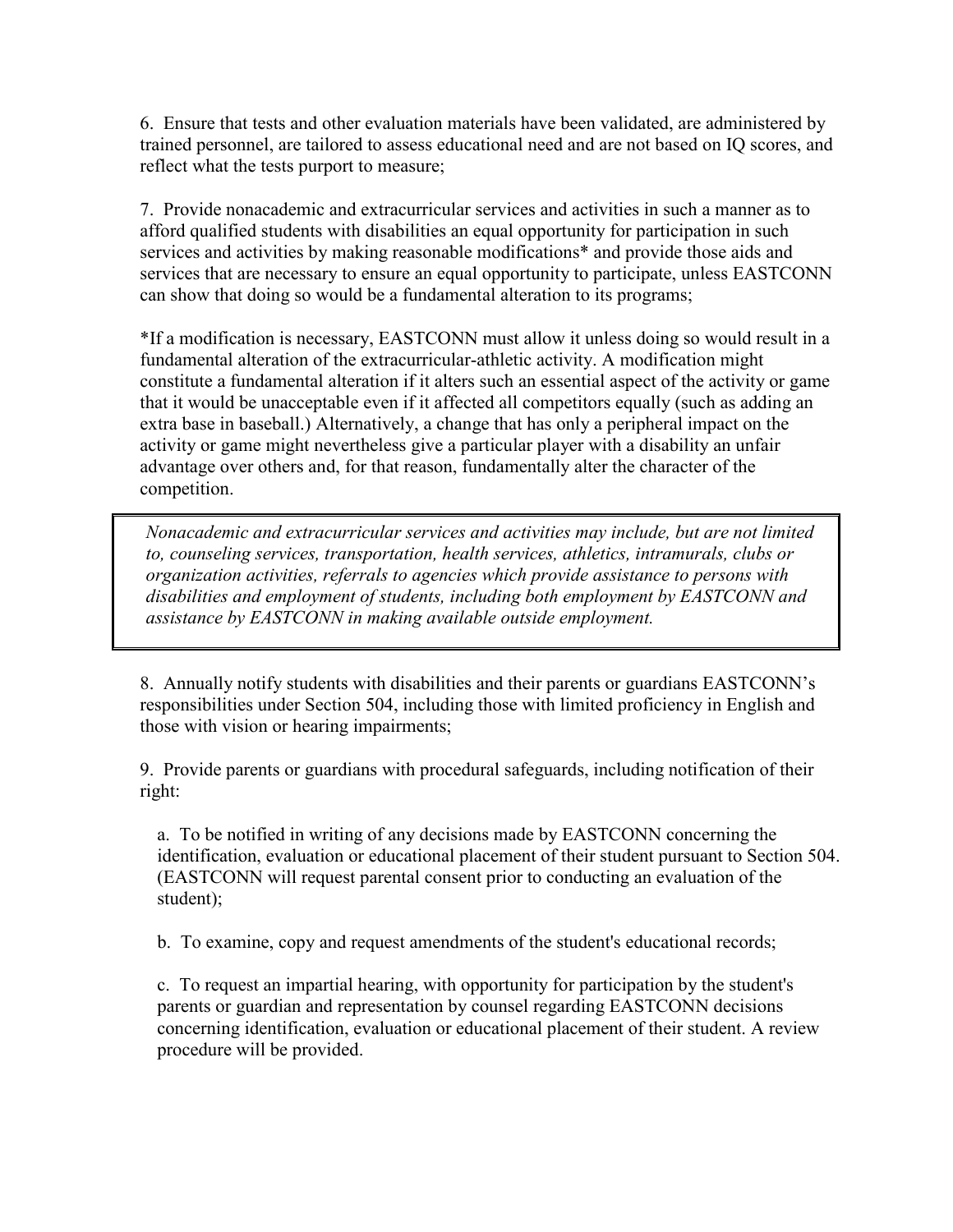6. Ensure that tests and other evaluation materials have been validated, are administered by trained personnel, are tailored to assess educational need and are not based on IQ scores, and reflect what the tests purport to measure;

7. Provide nonacademic and extracurricular services and activities in such a manner as to afford qualified students with disabilities an equal opportunity for participation in such services and activities by making reasonable modifications* and provide those aids and services that are necessary to ensure an equal opportunity to participate, unless EASTCONN can show that doing so would be a fundamental alteration to its programs;

*If a modification is necessary, EASTCONN must allow it unless doing so would result in a fundamental alteration of the extracurricular-athletic activity. A modification might constitute a fundamental alteration if it alters such an essential aspect of the activity or game that it would be unacceptable even if it affected all competitors equally (such as adding an extra base in baseball.) Alternatively, a change that has only a peripheral impact on the activity or game might nevertheless give a particular player with a disability an unfair advantage over others and, for that reason, fundamentally alter the character of the competition.

> *Nonacademic and extracurricular services and activities may include, but are not limited to, counseling services, transportation, health services, athletics, intramurals, clubs or organization activities, referrals to agencies which provide assistance to persons with disabilities and employment of students, including both employment by EASTCONN and assistance by EASTCONN in making available outside employment.*

8. Annually notify students with disabilities and their parents or guardians EASTCONN's responsibilities under Section 504, including those with limited proficiency in English and those with vision or hearing impairments;

9. Provide parents or guardians with procedural safeguards, including notification of their right:

   a. To be notified in writing of any decisions made by EASTCONN concerning the identification, evaluation or educational placement of their student pursuant to Section 504. (EASTCONN will request parental consent prior to conducting an evaluation of the student);

   b. To examine, copy and request amendments of the student's educational records;

   c. To request an impartial hearing, with opportunity for participation by the student's parents or guardian and representation by counsel regarding EASTCONN decisions concerning identification, evaluation or educational placement of their student. A review procedure will be provided.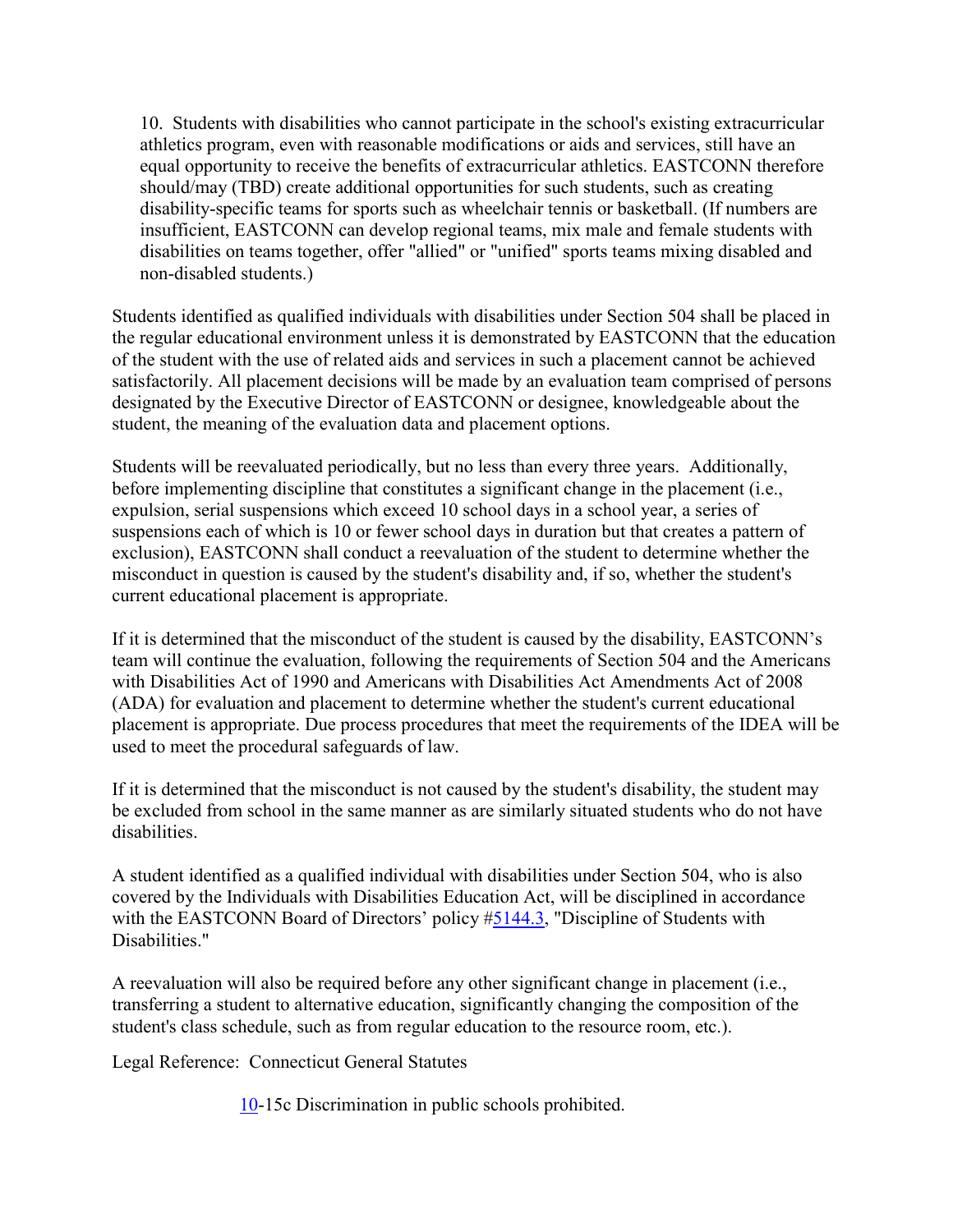10. Students with disabilities who cannot participate in the school's existing extracurricular athletics program, even with reasonable modifications or aids and services, still have an equal opportunity to receive the benefits of extracurricular athletics. EASTCONN therefore should/may (TBD) create additional opportunities for such students, such as creating disability-specific teams for sports such as wheelchair tennis or basketball. (If numbers are insufficient, EASTCONN can develop regional teams, mix male and female students with disabilities on teams together, offer "allied" or "unified" sports teams mixing disabled and non-disabled students.)

Students identified as qualified individuals with disabilities under Section 504 shall be placed in the regular educational environment unless it is demonstrated by EASTCONN that the education of the student with the use of related aids and services in such a placement cannot be achieved satisfactorily. All placement decisions will be made by an evaluation team comprised of persons designated by the Executive Director of EASTCONN or designee, knowledgeable about the student, the meaning of the evaluation data and placement options.

Students will be reevaluated periodically, but no less than every three years. Additionally, before implementing discipline that constitutes a significant change in the placement (i.e., expulsion, serial suspensions which exceed 10 school days in a school year, a series of suspensions each of which is 10 or fewer school days in duration but that creates a pattern of exclusion), EASTCONN shall conduct a reevaluation of the student to determine whether the misconduct in question is caused by the student's disability and, if so, whether the student's current educational placement is appropriate.

If it is determined that the misconduct of the student is caused by the disability, EASTCONN's team will continue the evaluation, following the requirements of Section 504 and the Americans with Disabilities Act of 1990 and Americans with Disabilities Act Amendments Act of 2008 (ADA) for evaluation and placement to determine whether the student's current educational placement is appropriate. Due process procedures that meet the requirements of the IDEA will be used to meet the procedural safeguards of law.

If it is determined that the misconduct is not caused by the student's disability, the student may be excluded from school in the same manner as are similarly situated students who do not have disabilities.

A student identified as a qualified individual with disabilities under Section 504, who is also covered by the Individuals with Disabilities Education Act, will be disciplined in accordance with the EASTCONN Board of Directors' policy #5144.3, "Discipline of Students with Disabilities."

A reevaluation will also be required before any other significant change in placement (i.e., transferring a student to alternative education, significantly changing the composition of the student's class schedule, such as from regular education to the resource room, etc.).

Legal Reference: Connecticut General Statutes

10-15c Discrimination in public schools prohibited.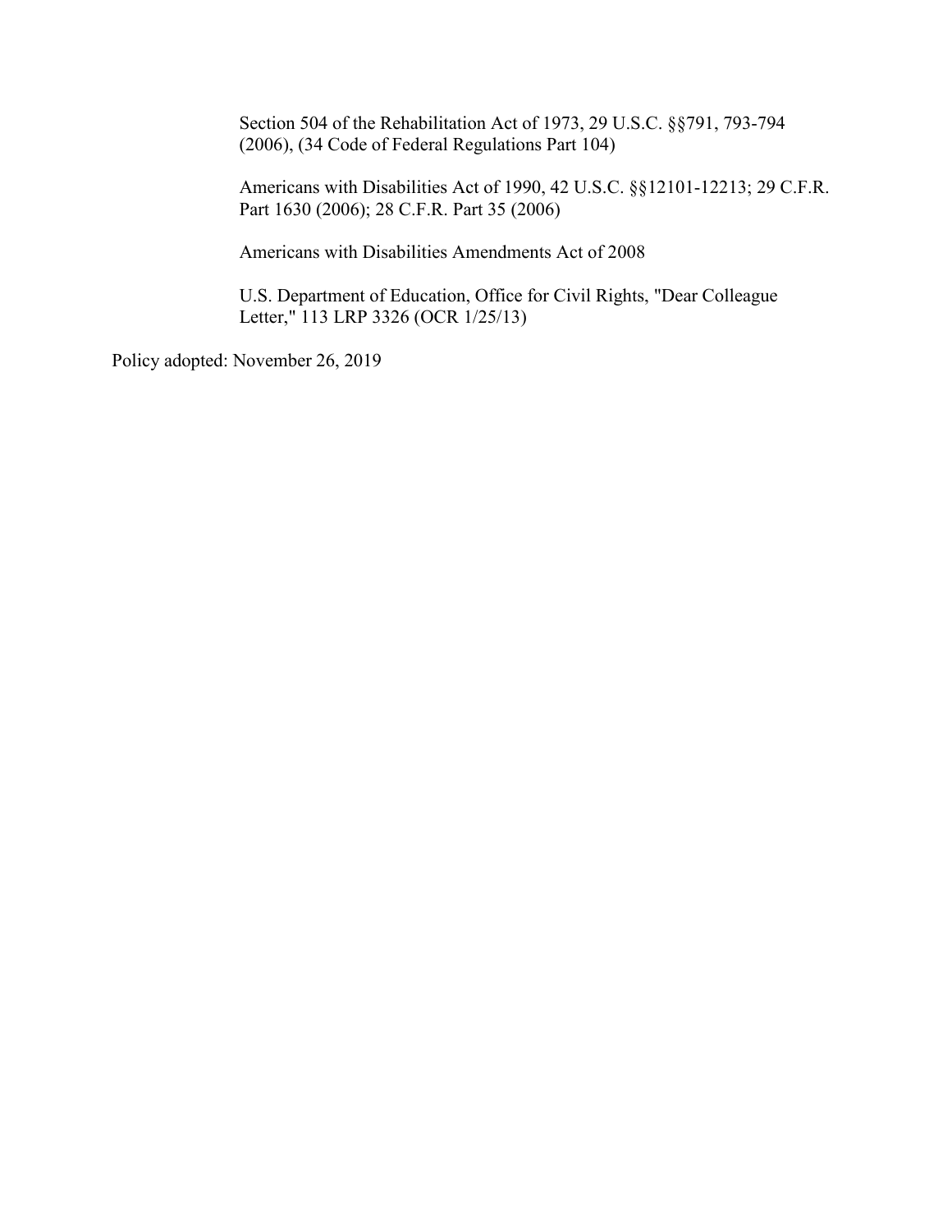Section 504 of the Rehabilitation Act of 1973, 29 U.S.C. §§791, 793-794 (2006), (34 Code of Federal Regulations Part 104)

Americans with Disabilities Act of 1990, 42 U.S.C. §§12101-12213; 29 C.F.R. Part 1630 (2006); 28 C.F.R. Part 35 (2006)

Americans with Disabilities Amendments Act of 2008

U.S. Department of Education, Office for Civil Rights, "Dear Colleague Letter," 113 LRP 3326 (OCR 1/25/13)

Policy adopted: November 26, 2019